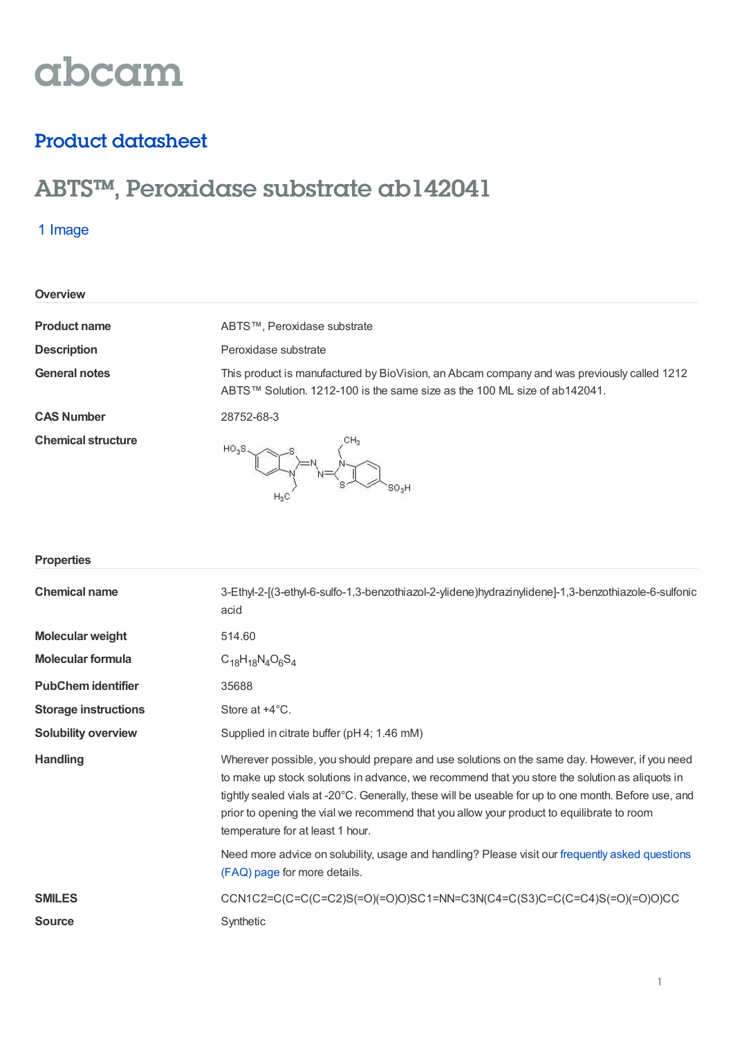abcam

## Product datasheet

# ABTS™, Peroxidase substrate ab142041

1 Image

### Overview

| | |
|---|---|
| **Product name** | ABTS™, Peroxidase substrate |
| **Description** | Peroxidase substrate |
| **General notes** | This product is manufactured by BioVision, an Abcam company and was previously called 1212 ABTS™ Solution. 1212-100 is the same size as the 100 ML size of ab142041. |
| **CAS Number** | 28752-68-3 |
| **Chemical structure** | |

### Properties

| | |
|---|---|
| **Chemical name** | 3-Ethyl-2-[(3-ethyl-6-sulfo-1,3-benzothiazol-2-ylidene)hydrazinylidene]-1,3-benzothiazole-6-sulfonic acid |
| **Molecular weight** | 514.60 |
| **Molecular formula** | $C_{18}H_{18}N_4O_6S_4$ |
| **PubChem identifier** | 35688 |
| **Storage instructions** | Store at +4°C. |
| **Solubility overview** | Supplied in citrate buffer (pH 4; 1.46 mM) |
| **Handling** | Wherever possible, you should prepare and use solutions on the same day. However, if you need to make up stock solutions in advance, we recommend that you store the solution as aliquots in tightly sealed vials at -20°C. Generally, these will be useable for up to one month. Before use, and prior to opening the vial we recommend that you allow your product to equilibrate to room temperature for at least 1 hour. Need more advice on solubility, usage and handling? Please visit our frequently asked questions (FAQ) page for more details. |
| **SMILES** | CCN1C2=C(C=C(C=C2)S(=O)(=O)O)SC1=NN=C3N(C4=C(S3)C=C(C=C4)S(=O)(=O)O)CC |
| **Source** | Synthetic |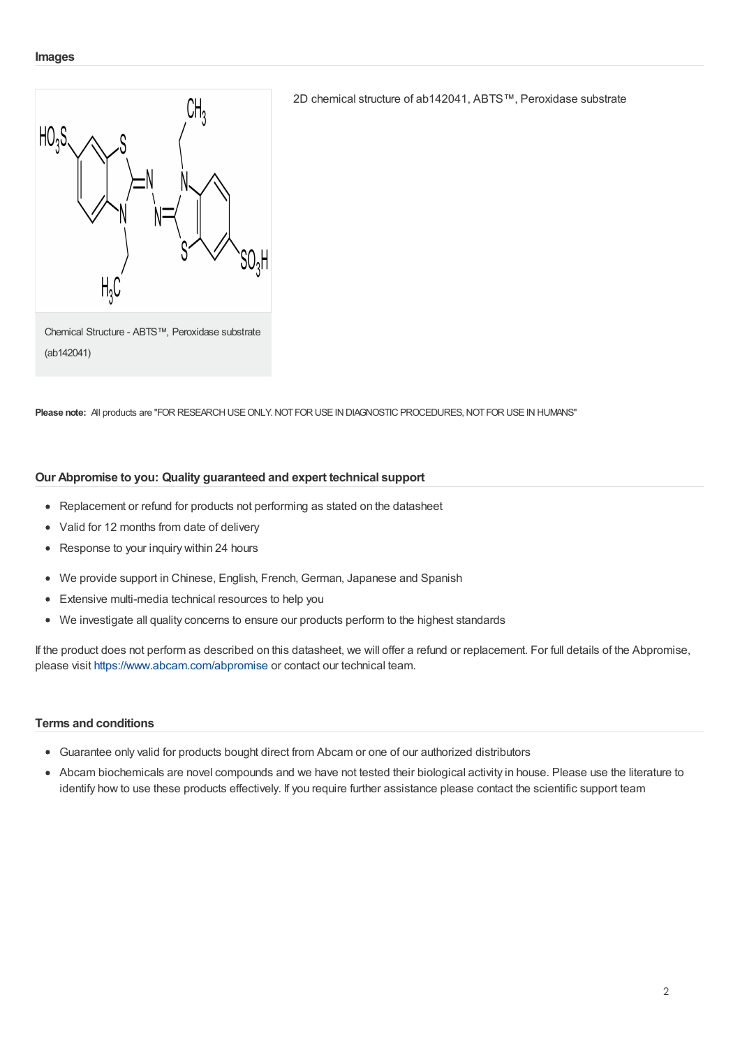### Images

2D chemical structure of ab142041, ABTS™, Peroxidase substrate

Chemical Structure - ABTS™, Peroxidase substrate (ab142041)

**Please note:** All products are "FOR RESEARCH USE ONLY. NOT FOR USE IN DIAGNOSTIC PROCEDURES, NOT FOR USE IN HUMANS"

### Our Abpromise to you: Quality guaranteed and expert technical support

- Replacement or refund for products not performing as stated on the datasheet
- Valid for 12 months from date of delivery
- Response to your inquiry within 24 hours

- We provide support in Chinese, English, French, German, Japanese and Spanish
- Extensive multi-media technical resources to help you
- We investigate all quality concerns to ensure our products perform to the highest standards

If the product does not perform as described on this datasheet, we will offer a refund or replacement. For full details of the Abpromise, please visit https://www.abcam.com/abpromise or contact our technical team.

### Terms and conditions

- Guarantee only valid for products bought direct from Abcam or one of our authorized distributors
- Abcam biochemicals are novel compounds and we have not tested their biological activity in house. Please use the literature to identify how to use these products effectively. If you require further assistance please contact the scientific support team